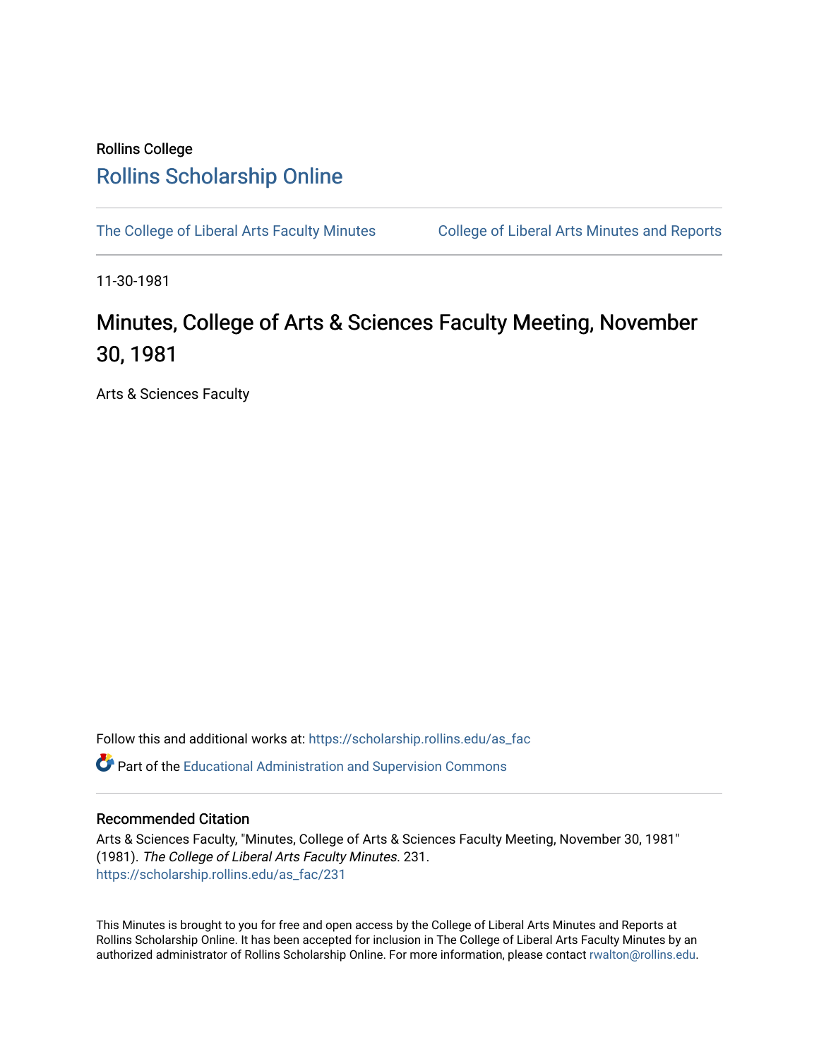Rollins College

# Rollins Scholarship Online

The College of Liberal Arts Faculty Minutes    College of Liberal Arts Minutes and Reports

11-30-1981

# Minutes, College of Arts & Sciences Faculty Meeting, November 30, 1981

Arts & Sciences Faculty

Follow this and additional works at: https://scholarship.rollins.edu/as_fac

Part of the Educational Administration and Supervision Commons

## Recommended Citation

Arts & Sciences Faculty, "Minutes, College of Arts & Sciences Faculty Meeting, November 30, 1981" (1981). *The College of Liberal Arts Faculty Minutes*. 231.
https://scholarship.rollins.edu/as_fac/231

This Minutes is brought to you for free and open access by the College of Liberal Arts Minutes and Reports at Rollins Scholarship Online. It has been accepted for inclusion in The College of Liberal Arts Faculty Minutes by an authorized administrator of Rollins Scholarship Online. For more information, please contact rwalton@rollins.edu.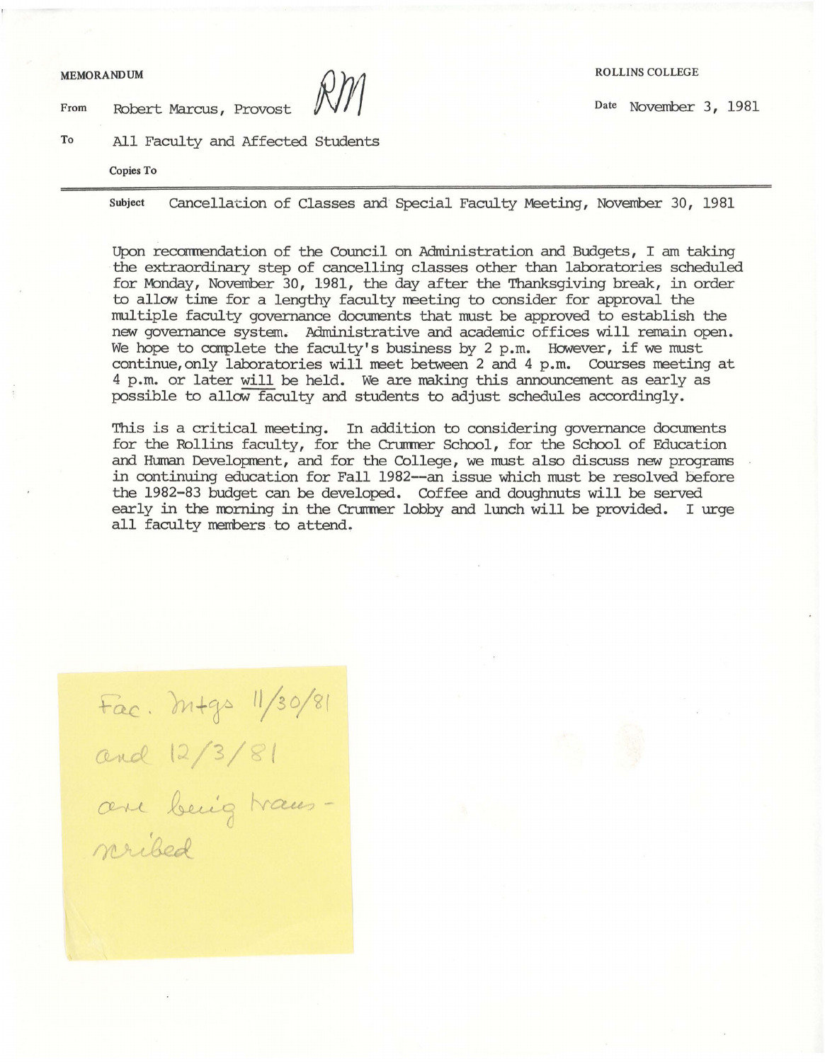MEMORANDUM

ROLLINS COLLEGE

From Robert Marcus, Provost RM

Date November 3, 1981

To All Faculty and Affected Students

Copies To

---

Subject Cancellation of Classes and Special Faculty Meeting, November 30, 1981

Upon recommendation of the Council on Administration and Budgets, I am taking the extraordinary step of cancelling classes other than laboratories scheduled for Monday, November 30, 1981, the day after the Thanksgiving break, in order to allow time for a lengthy faculty meeting to consider for approval the multiple faculty governance documents that must be approved to establish the new governance system. Administrative and academic offices will remain open. We hope to complete the faculty's business by 2 p.m. However, if we must continue, only laboratories will meet between 2 and 4 p.m. Courses meeting at 4 p.m. or later <u>will</u> be held. We are making this announcement as early as possible to allow faculty and students to adjust schedules accordingly.

This is a critical meeting. In addition to considering governance documents for the Rollins faculty, for the Crummer School, for the School of Education and Human Development, and for the College, we must also discuss new programs in continuing education for Fall 1982--an issue which must be resolved before the 1982-83 budget can be developed. Coffee and doughnuts will be served early in the morning in the Crummer lobby and lunch will be provided. I urge all faculty members to attend.

Fac. mtgs 11/30/81 and 12/3/81 are being transcribed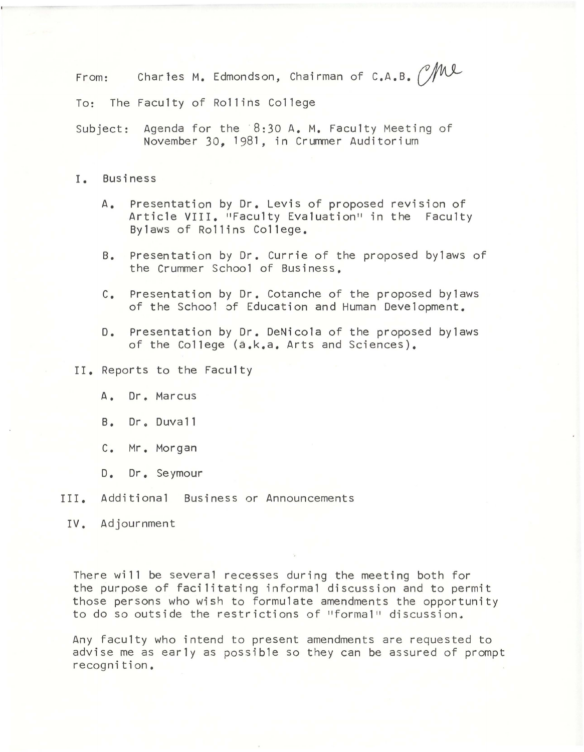From: Charles M. Edmondson, Chairman of C.A.B. *CME*

To: The Faculty of Rollins College

Subject: Agenda for the 8:30 A. M. Faculty Meeting of November 30, 1981, in Crummer Auditorium

I. Business

  A. Presentation by Dr. Levis of proposed revision of Article VIII. "Faculty Evaluation" in the Faculty Bylaws of Rollins College.

  B. Presentation by Dr. Currie of the proposed bylaws of the Crummer School of Business.

  C. Presentation by Dr. Cotanche of the proposed bylaws of the School of Education and Human Development.

  D. Presentation by Dr. DeNicola of the proposed bylaws of the College (a.k.a. Arts and Sciences).

II. Reports to the Faculty

  A. Dr. Marcus

  B. Dr. Duvall

  C. Mr. Morgan

  D. Dr. Seymour

III. Additional Business or Announcements

IV. Adjournment

There will be several recesses during the meeting both for the purpose of facilitating informal discussion and to permit those persons who wish to formulate amendments the opportunity to do so outside the restrictions of "formal" discussion.

Any faculty who intend to present amendments are requested to advise me as early as possible so they can be assured of prompt recognition.